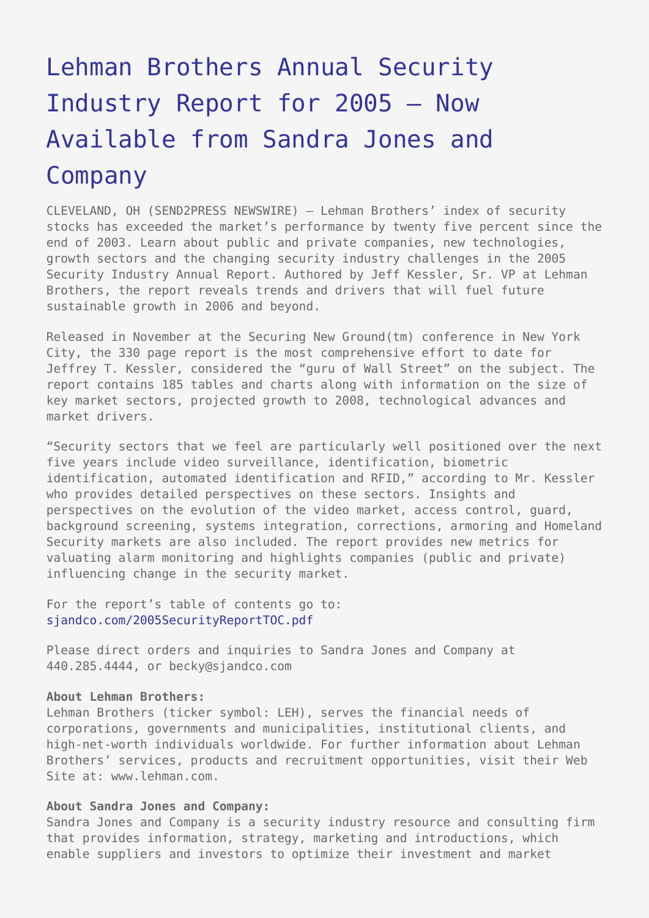# Lehman Brothers Annual Security Industry Report for 2005 – Now Available from Sandra Jones and Company

CLEVELAND, OH (SEND2PRESS NEWSWIRE) — Lehman Brothers' index of security stocks has exceeded the market's performance by twenty five percent since the end of 2003. Learn about public and private companies, new technologies, growth sectors and the changing security industry challenges in the 2005 Security Industry Annual Report. Authored by Jeff Kessler, Sr. VP at Lehman Brothers, the report reveals trends and drivers that will fuel future sustainable growth in 2006 and beyond.

Released in November at the Securing New Ground(tm) conference in New York City, the 330 page report is the most comprehensive effort to date for Jeffrey T. Kessler, considered the "guru of Wall Street" on the subject. The report contains 185 tables and charts along with information on the size of key market sectors, projected growth to 2008, technological advances and market drivers.

"Security sectors that we feel are particularly well positioned over the next five years include video surveillance, identification, biometric identification, automated identification and RFID," according to Mr. Kessler who provides detailed perspectives on these sectors. Insights and perspectives on the evolution of the video market, access control, guard, background screening, systems integration, corrections, armoring and Homeland Security markets are also included. The report provides new metrics for valuating alarm monitoring and highlights companies (public and private) influencing change in the security market.

For the report's table of contents go to: sjandco.com/2005SecurityReportTOC.pdf

Please direct orders and inquiries to Sandra Jones and Company at 440.285.4444, or becky@sjandco.com

**About Lehman Brothers:**
Lehman Brothers (ticker symbol: LEH), serves the financial needs of corporations, governments and municipalities, institutional clients, and high-net-worth individuals worldwide. For further information about Lehman Brothers' services, products and recruitment opportunities, visit their Web Site at: www.lehman.com.

**About Sandra Jones and Company:**
Sandra Jones and Company is a security industry resource and consulting firm that provides information, strategy, marketing and introductions, which enable suppliers and investors to optimize their investment and market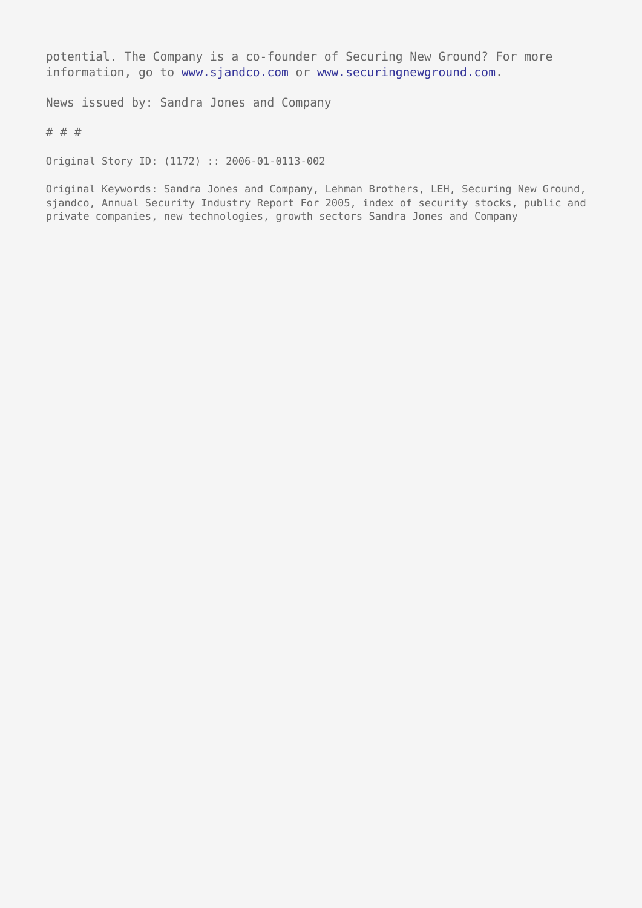potential. The Company is a co-founder of Securing New Ground? For more information, go to www.sjandco.com or www.securingnewground.com.

News issued by: Sandra Jones and Company

# # #

Original Story ID: (1172) :: 2006-01-0113-002

Original Keywords: Sandra Jones and Company, Lehman Brothers, LEH, Securing New Ground, sjandco, Annual Security Industry Report For 2005, index of security stocks, public and private companies, new technologies, growth sectors Sandra Jones and Company